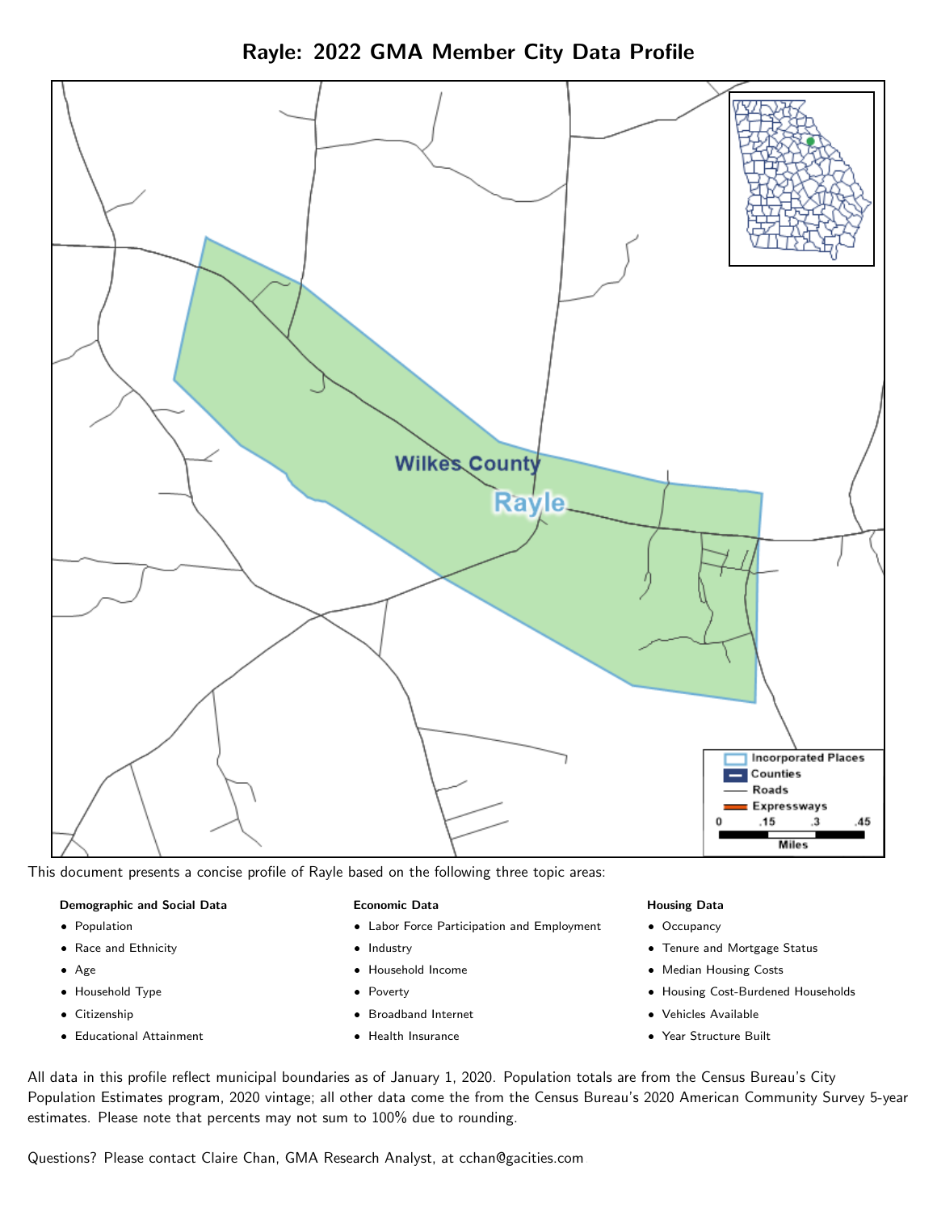# Rayle: 2022 GMA Member City Data Profile

Wilkes County

Rayle

Incorporated Places

Counties

Roads

Expressways

0 .15 .3 .45

Miles

This document presents a concise profile of Rayle based on the following three topic areas:

**Demographic and Social Data**

- Population
- Race and Ethnicity
- Age
- Household Type
- Citizenship
- Educational Attainment

**Economic Data**

- Labor Force Participation and Employment
- Industry
- Household Income
- Poverty
- Broadband Internet
- Health Insurance

**Housing Data**

- Occupancy
- Tenure and Mortgage Status
- Median Housing Costs
- Housing Cost-Burdened Households
- Vehicles Available
- Year Structure Built

All data in this profile reflect municipal boundaries as of January 1, 2020. Population totals are from the Census Bureau's City Population Estimates program, 2020 vintage; all other data come the from the Census Bureau's 2020 American Community Survey 5-year estimates. Please note that percents may not sum to 100% due to rounding.

Questions? Please contact Claire Chan, GMA Research Analyst, at cchan@gacities.com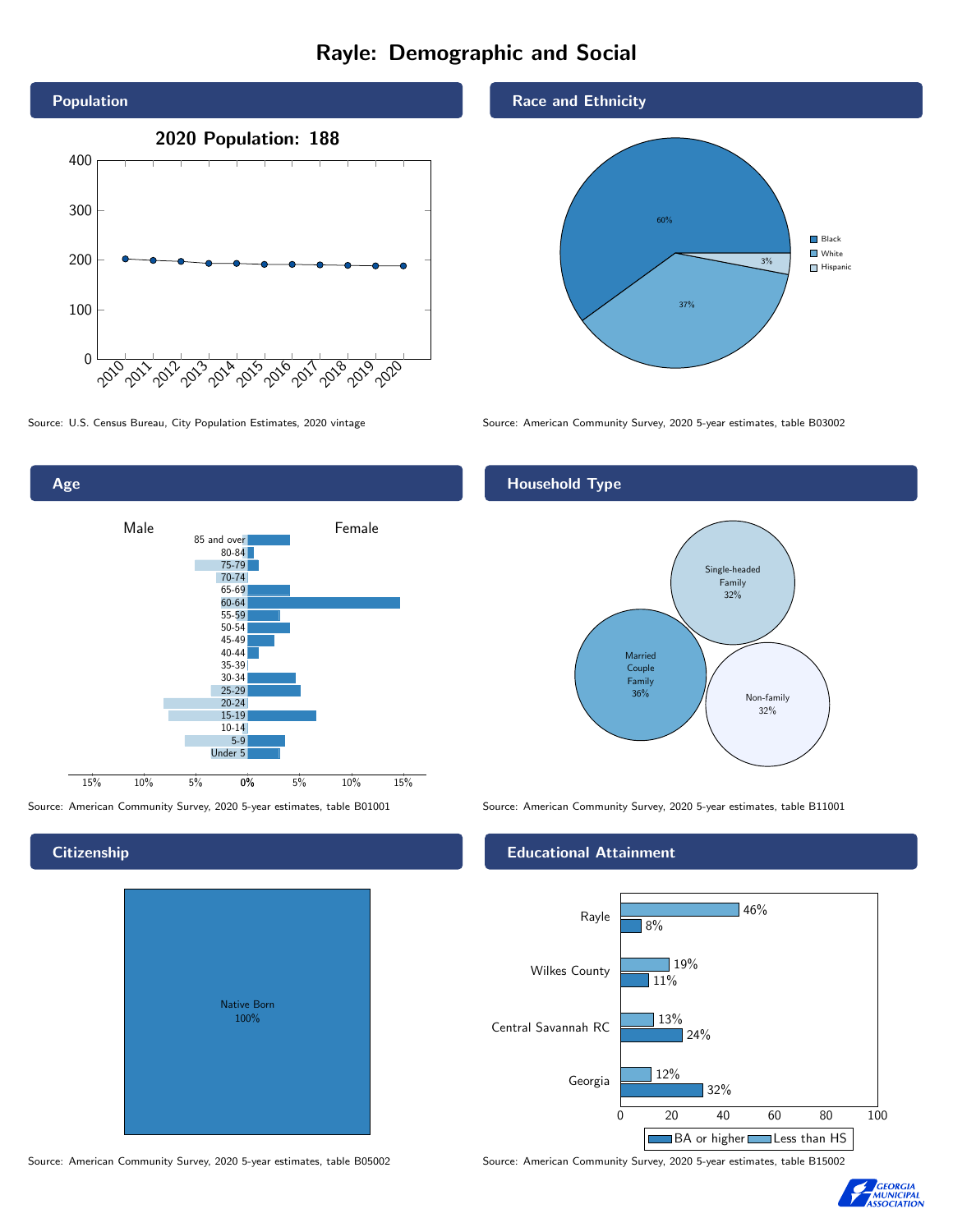# Rayle: Demographic and Social

## Population

2020 Population: 188

400
300
200
100
0

2010 2011 2012 2013 2014 2015 2016 2017 2018 2019 2020

Source: U.S. Census Bureau, City Population Estimates, 2020 vintage

## Race and Ethnicity

60%
37%
3%

Black
White
Hispanic

Source: American Community Survey, 2020 5-year estimates, table B03002

## Age

Male
Female

85 and over
80-84
75-79
70-74
65-69
60-64
55-59
50-54
45-49
40-44
35-39
30-34
25-29
20-24
15-19
10-14
5-9
Under 5

15% 10% 5% 0% 5% 10% 15%

Source: American Community Survey, 2020 5-year estimates, table B01001

## Household Type

Single-headed Family 32%

Married Couple Family 36%

Non-family 32%

Source: American Community Survey, 2020 5-year estimates, table B11001

## Citizenship

Native Born 100%

Source: American Community Survey, 2020 5-year estimates, table B05002

## Educational Attainment

Rayle
46%
8%

Wilkes County
19%
11%

Central Savannah RC
13%
24%

Georgia
12%
32%

0 20 40 60 80 100

BA or higher
Less than HS

Source: American Community Survey, 2020 5-year estimates, table B15002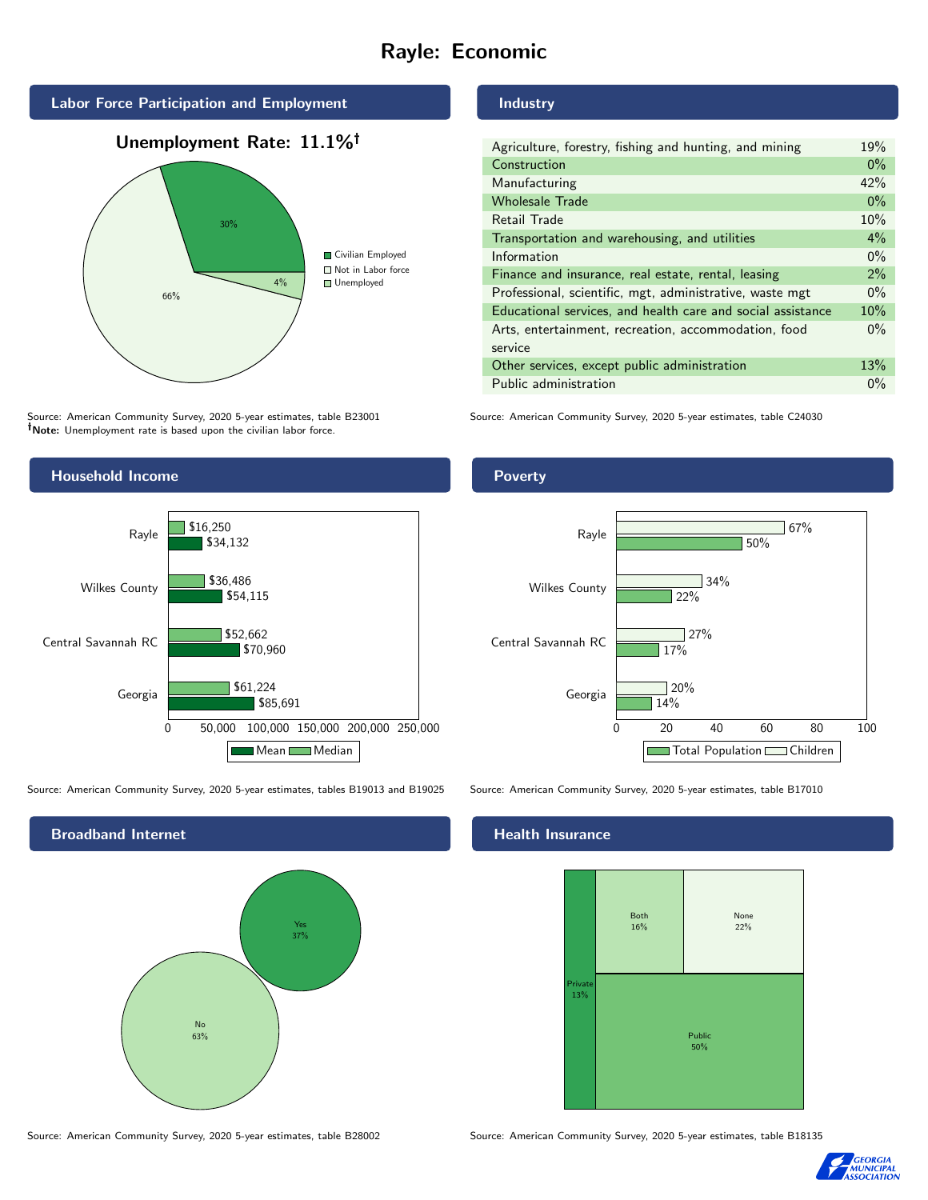# Rayle: Economic

## Labor Force Participation and Employment

**Unemployment Rate: 11.1%†**

30%
4%
66%

Civilian Employed
Not in Labor force
Unemployed

Source: American Community Survey, 2020 5-year estimates, table B23001
**†Note:** Unemployment rate is based upon the civilian labor force.

## Industry

| | |
|---|---|
| Agriculture, forestry, fishing and hunting, and mining | 19% |
| Construction | 0% |
| Manufacturing | 42% |
| Wholesale Trade | 0% |
| Retail Trade | 10% |
| Transportation and warehousing, and utilities | 4% |
| Information | 0% |
| Finance and insurance, real estate, rental, leasing | 2% |
| Professional, scientific, mgt, administrative, waste mgt | 0% |
| Educational services, and health care and social assistance | 10% |
| Arts, entertainment, recreation, accommodation, food service | 0% |
| Other services, except public administration | 13% |
| Public administration | 0% |

Source: American Community Survey, 2020 5-year estimates, table C24030

## Household Income

Rayle: $16,250, $34,132
Wilkes County: $36,486, $54,115
Central Savannah RC: $52,662, $70,960
Georgia: $61,224, $85,691

0, 50,000, 100,000, 150,000, 200,000, 250,000

Mean, Median

Source: American Community Survey, 2020 5-year estimates, tables B19013 and B19025

## Poverty

Rayle: 67%, 50%
Wilkes County: 34%, 22%
Central Savannah RC: 27%, 17%
Georgia: 20%, 14%

0, 20, 40, 60, 80, 100

Total Population, Children

Source: American Community Survey, 2020 5-year estimates, table B17010

## Broadband Internet

Yes 37%
No 63%

Source: American Community Survey, 2020 5-year estimates, table B28002

## Health Insurance

Private 13%
Both 16%
None 22%
Public 50%

Source: American Community Survey, 2020 5-year estimates, table B18135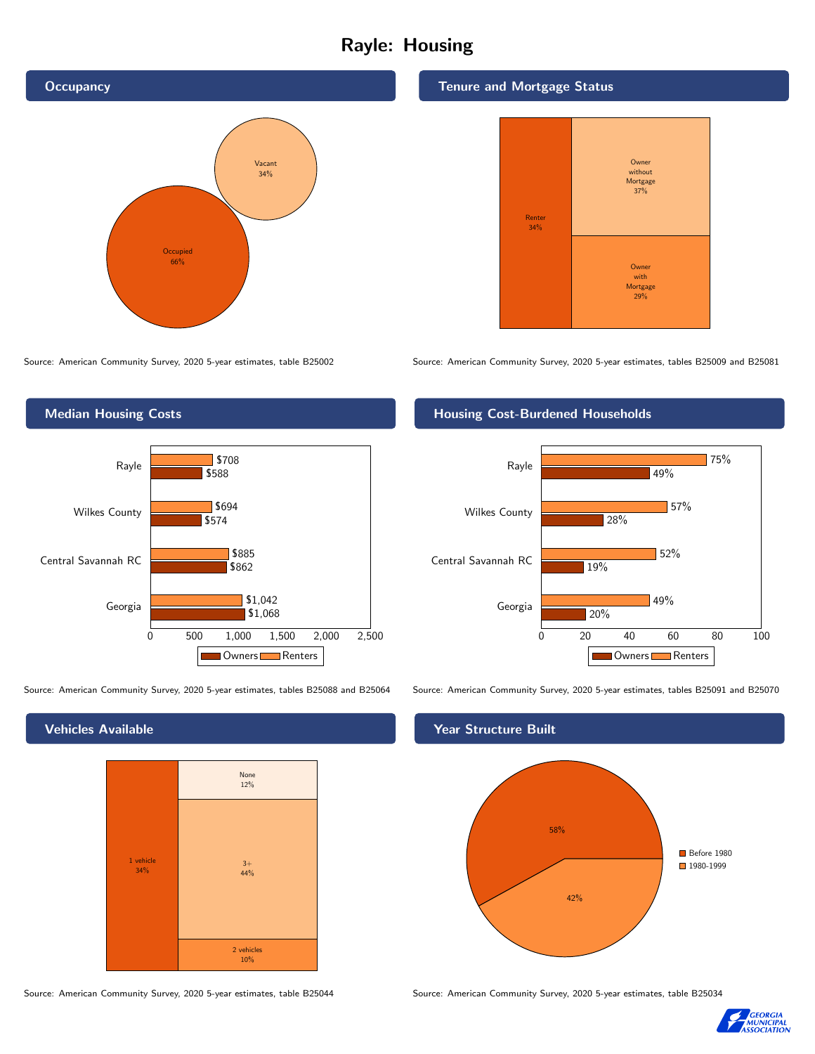# Rayle: Housing

## Occupancy

Vacant
34%

Occupied
66%

Source: American Community Survey, 2020 5-year estimates, table B25002

## Tenure and Mortgage Status

Renter
34%

Owner
without
Mortgage
37%

Owner
with
Mortgage
29%

Source: American Community Survey, 2020 5-year estimates, tables B25009 and B25081

## Median Housing Costs

Rayle
$708
$588

Wilkes County
$694
$574

Central Savannah RC
$885
$862

Georgia
$1,042
$1,068

0
500
1,000
1,500
2,000
2,500

Owners
Renters

Source: American Community Survey, 2020 5-year estimates, tables B25088 and B25064

## Housing Cost-Burdened Households

Rayle
75%
49%

Wilkes County
57%
28%

Central Savannah RC
52%
19%

Georgia
49%
20%

0
20
40
60
80
100

Owners
Renters

Source: American Community Survey, 2020 5-year estimates, tables B25091 and B25070

## Vehicles Available

1 vehicle
34%

None
12%

3+
44%

2 vehicles
10%

Source: American Community Survey, 2020 5-year estimates, table B25044

## Year Structure Built

58%

42%

Before 1980
1980-1999

Source: American Community Survey, 2020 5-year estimates, table B25034